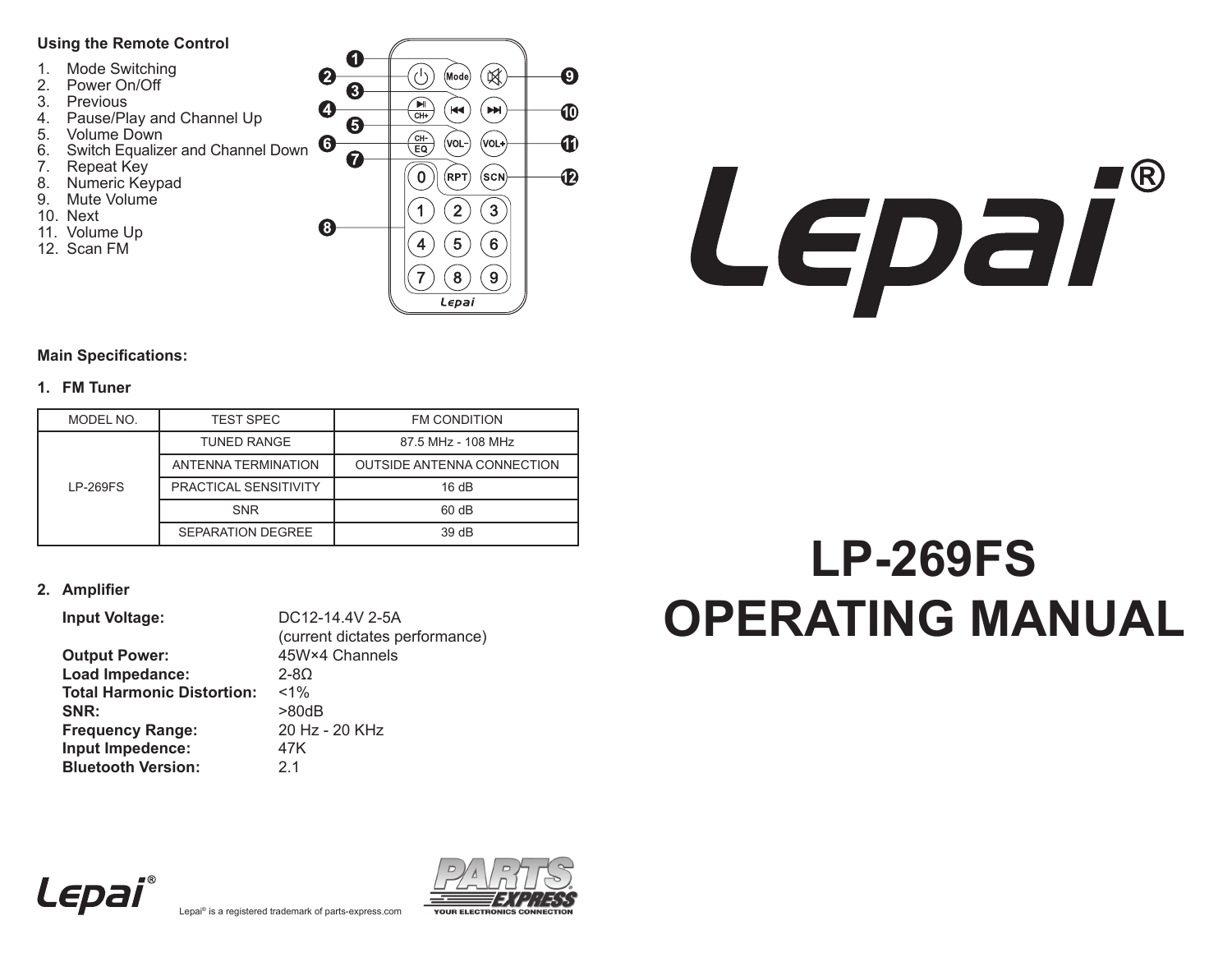## Using the Remote Control

1. Mode Switching
2. Power On/Off
3. Previous
4. Pause/Play and Channel Up
5. Volume Down
6. Switch Equalizer and Channel Down
7. Repeat Key
8. Numeric Keypad
9. Mute Volume
10. Next
11. Volume Up
12. Scan FM

## Main Specifications:

### 1. FM Tuner

| MODEL NO. | TEST SPEC | FM CONDITION |
|---|---|---|
| LP-269FS | TUNED RANGE | 87.5 MHz - 108 MHz |
| | ANTENNA TERMINATION | OUTSIDE ANTENNA CONNECTION |
| | PRACTICAL SENSITIVITY | 16 dB |
| | SNR | 60 dB |
| | SEPARATION DEGREE | 39 dB |

### 2. Amplifier

**Input Voltage:** DC12-14.4V 2-5A (current dictates performance)
**Output Power:** 45W×4 Channels
**Load Impedance:** 2-8Ω
**Total Harmonic Distortion:** <1%
**SNR:** >80dB
**Frequency Range:** 20 Hz - 20 KHz
**Input Impedence:** 47K
**Bluetooth Version:** 2.1

Lepai® is a registered trademark of parts-express.com

# Lepai®

# LP-269FS OPERATING MANUAL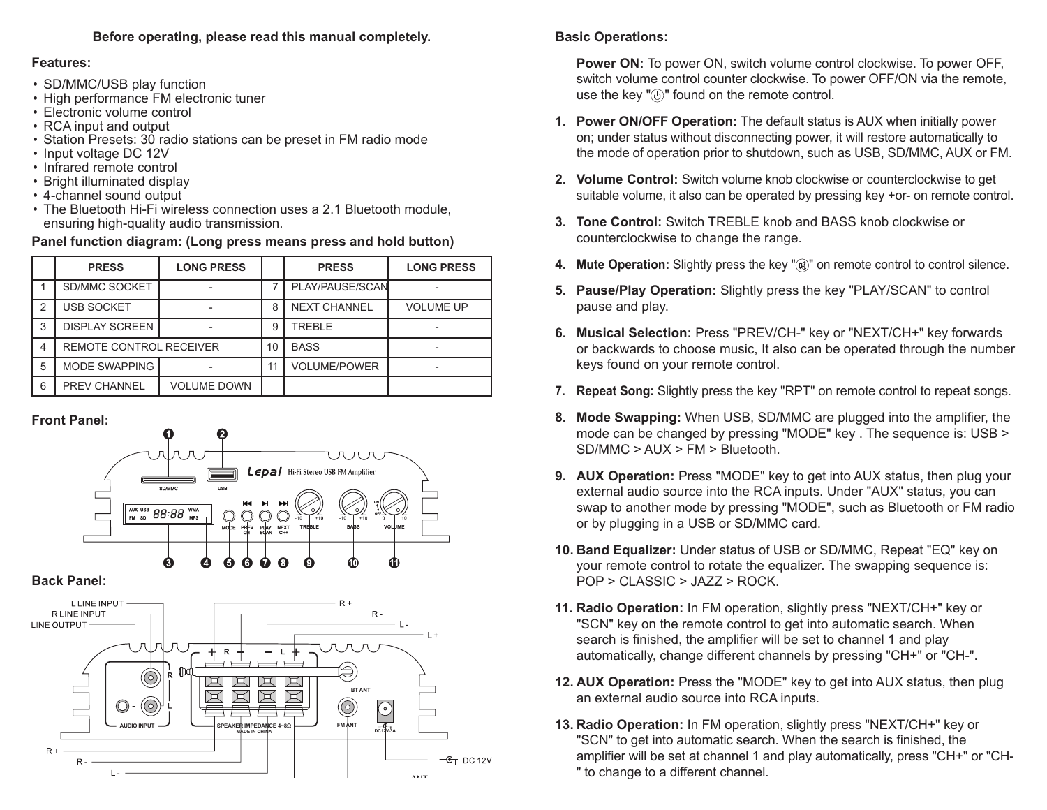**Before operating, please read this manual completely.**

**Features:**

- SD/MMC/USB play function
- High performance FM electronic tuner
- Electronic volume control
- RCA input and output
- Station Presets: 30 radio stations can be preset in FM radio mode
- Input voltage DC 12V
- Infrared remote control
- Bright illuminated display
- 4-channel sound output
- The Bluetooth Hi-Fi wireless connection uses a 2.1 Bluetooth module, ensuring high-quality audio transmission.

**Panel function diagram: (Long press means press and hold button)**

| | PRESS | LONG PRESS | | PRESS | LONG PRESS |
|---|---|---|---|---|---|
| 1 | SD/MMC SOCKET | - | 7 | PLAY/PAUSE/SCAN | - |
| 2 | USB SOCKET | - | 8 | NEXT CHANNEL | VOLUME UP |
| 3 | DISPLAY SCREEN | - | 9 | TREBLE | - |
| 4 | REMOTE CONTROL RECEIVER | | 10 | BASS | - |
| 5 | MODE SWAPPING | - | 11 | VOLUME/POWER | - |
| 6 | PREV CHANNEL | VOLUME DOWN | | | |

**Front Panel:**

SD/MMC
USB
Lepai Hi-Fi Stereo USB FM Amplifier
AUX USB 88:88 WMA
FM SD MP3
MODE
PREV CH-
PLAY SCAN
NEXT CH+
TREBLE -10 +10
BASS -10 +10
VOLUME ON OFF 0 10

**Back Panel:**

L LINE INPUT
R LINE INPUT
LINE OUTPUT
R+
R-
L-
L+
AUDIO INPUT
SPEAKER IMPEDANCE 4~8Ω
MADE IN CHINA
BT ANT
FM ANT
DC12V-3A
DC 12V
ANT

**Basic Operations:**

**Power ON:** To power ON, switch volume control clockwise. To power OFF, switch volume control counter clockwise. To power OFF/ON via the remote, use the key "⏻" found on the remote control.

1. **Power ON/OFF Operation:** The default status is AUX when initially power on; under status without disconnecting power, it will restore automatically to the mode of operation prior to shutdown, such as USB, SD/MMC, AUX or FM.
2. **Volume Control:** Switch volume knob clockwise or counterclockwise to get suitable volume, it also can be operated by pressing key +or- on remote control.
3. **Tone Control:** Switch TREBLE knob and BASS knob clockwise or counterclockwise to change the range.
4. **Mute Operation:** Slightly press the key "🔇" on remote control to control silence.
5. **Pause/Play Operation:** Slightly press the key "PLAY/SCAN" to control pause and play.
6. **Musical Selection:** Press "PREV/CH-" key or "NEXT/CH+" key forwards or backwards to choose music, It also can be operated through the number keys found on your remote control.
7. **Repeat Song:** Slightly press the key "RPT" on remote control to repeat songs.
8. **Mode Swapping:** When USB, SD/MMC are plugged into the amplifier, the mode can be changed by pressing "MODE" key . The sequence is: USB > SD/MMC > AUX > FM > Bluetooth.
9. **AUX Operation:** Press "MODE" key to get into AUX status, then plug your external audio source into the RCA inputs. Under "AUX" status, you can swap to another mode by pressing "MODE", such as Bluetooth or FM radio or by plugging in a USB or SD/MMC card.
10. **Band Equalizer:** Under status of USB or SD/MMC, Repeat "EQ" key on your remote control to rotate the equalizer. The swapping sequence is: POP > CLASSIC > JAZZ > ROCK.
11. **Radio Operation:** In FM operation, slightly press "NEXT/CH+" key or "SCN" key on the remote control to get into automatic search. When search is finished, the amplifier will be set to channel 1 and play automatically, change different channels by pressing "CH+" or "CH-".
12. **AUX Operation:** Press the "MODE" key to get into AUX status, then plug an external audio source into RCA inputs.
13. **Radio Operation:** In FM operation, slightly press "NEXT/CH+" key or "SCN" to get into automatic search. When the search is finished, the amplifier will be set at channel 1 and play automatically, press "CH+" or "CH-" to change to a different channel.